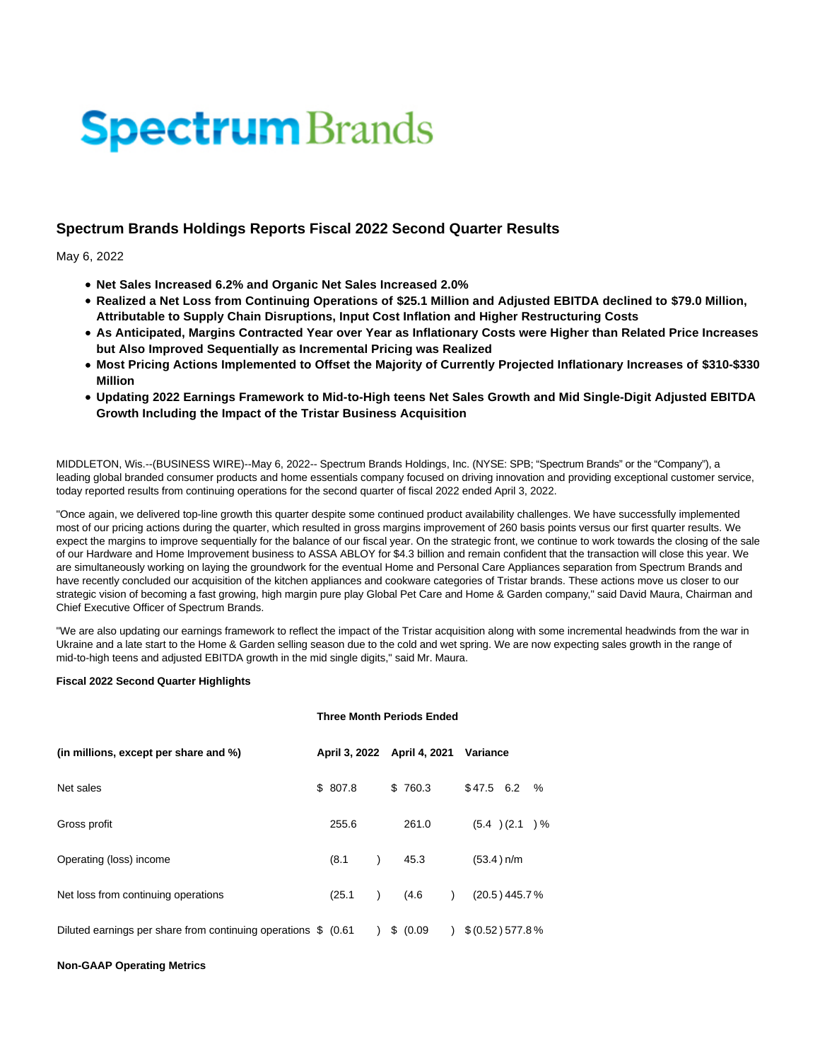Spectrum Brands

# Spectrum Brands Holdings Reports Fiscal 2022 Second Quarter Results

May 6, 2022

- **Net Sales Increased 6.2% and Organic Net Sales Increased 2.0%**
- **Realized a Net Loss from Continuing Operations of $25.1 Million and Adjusted EBITDA declined to $79.0 Million, Attributable to Supply Chain Disruptions, Input Cost Inflation and Higher Restructuring Costs**
- **As Anticipated, Margins Contracted Year over Year as Inflationary Costs were Higher than Related Price Increases but Also Improved Sequentially as Incremental Pricing was Realized**
- **Most Pricing Actions Implemented to Offset the Majority of Currently Projected Inflationary Increases of $310-$330 Million**
- **Updating 2022 Earnings Framework to Mid-to-High teens Net Sales Growth and Mid Single-Digit Adjusted EBITDA Growth Including the Impact of the Tristar Business Acquisition**

MIDDLETON, Wis.--(BUSINESS WIRE)--May 6, 2022-- Spectrum Brands Holdings, Inc. (NYSE: SPB; "Spectrum Brands" or the "Company"), a leading global branded consumer products and home essentials company focused on driving innovation and providing exceptional customer service, today reported results from continuing operations for the second quarter of fiscal 2022 ended April 3, 2022.

"Once again, we delivered top-line growth this quarter despite some continued product availability challenges. We have successfully implemented most of our pricing actions during the quarter, which resulted in gross margins improvement of 260 basis points versus our first quarter results. We expect the margins to improve sequentially for the balance of our fiscal year. On the strategic front, we continue to work towards the closing of the sale of our Hardware and Home Improvement business to ASSA ABLOY for $4.3 billion and remain confident that the transaction will close this year. We are simultaneously working on laying the groundwork for the eventual Home and Personal Care Appliances separation from Spectrum Brands and have recently concluded our acquisition of the kitchen appliances and cookware categories of Tristar brands. These actions move us closer to our strategic vision of becoming a fast growing, high margin pure play Global Pet Care and Home & Garden company," said David Maura, Chairman and Chief Executive Officer of Spectrum Brands.

"We are also updating our earnings framework to reflect the impact of the Tristar acquisition along with some incremental headwinds from the war in Ukraine and a late start to the Home & Garden selling season due to the cold and wet spring. We are now expecting sales growth in the range of mid-to-high teens and adjusted EBITDA growth in the mid single digits," said Mr. Maura.

**Fiscal 2022 Second Quarter Highlights**

| | Three Month Periods Ended | | | |
|---|---|---|---|---|
| **(in millions, except per share and %)** | **April 3, 2022** | **April 4, 2021** | **Variance** | |
| Net sales | $ 807.8 | $ 760.3 | $ 47.5 | 6.2 % |
| Gross profit | 255.6 | 261.0 | (5.4 ) | (2.1 ) % |
| Operating (loss) income | (8.1 ) | 45.3 | (53.4 ) | n/m |
| Net loss from continuing operations | (25.1 ) | (4.6 ) | (20.5 ) | 445.7 % |
| Diluted earnings per share from continuing operations | $ (0.61 ) | $ (0.09 ) | $ (0.52 ) | 577.8 % |

**Non-GAAP Operating Metrics**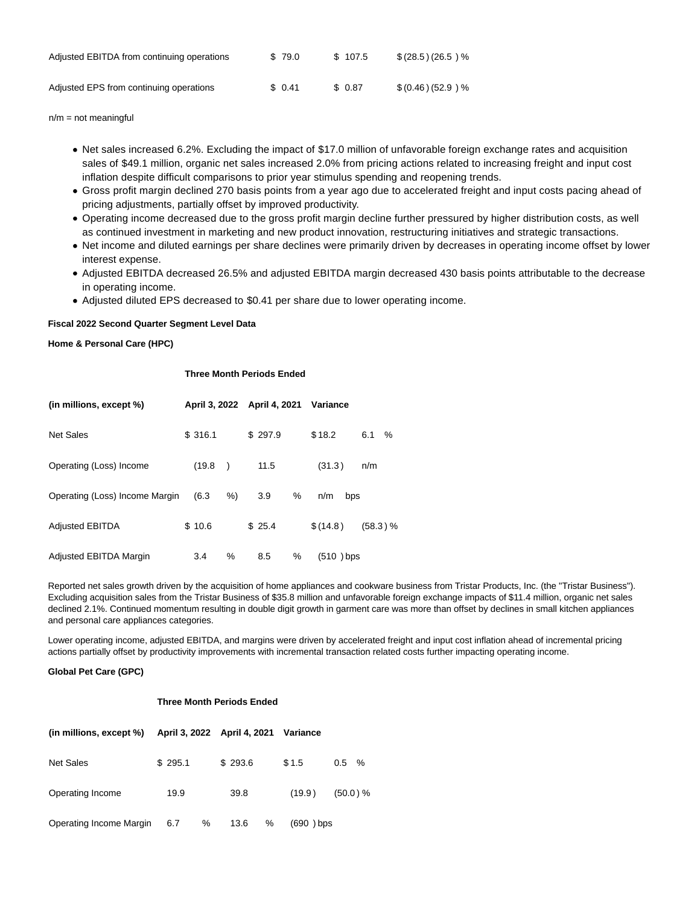| | | | |
|---|---|---|---|
| Adjusted EBITDA from continuing operations | $ 79.0 | $ 107.5 | $ (28.5) (26.5) % |
| Adjusted EPS from continuing operations | $ 0.41 | $ 0.87 | $ (0.46) (52.9) % |

n/m = not meaningful

- Net sales increased 6.2%. Excluding the impact of $17.0 million of unfavorable foreign exchange rates and acquisition sales of $49.1 million, organic net sales increased 2.0% from pricing actions related to increasing freight and input cost inflation despite difficult comparisons to prior year stimulus spending and reopening trends.
- Gross profit margin declined 270 basis points from a year ago due to accelerated freight and input costs pacing ahead of pricing adjustments, partially offset by improved productivity.
- Operating income decreased due to the gross profit margin decline further pressured by higher distribution costs, as well as continued investment in marketing and new product innovation, restructuring initiatives and strategic transactions.
- Net income and diluted earnings per share declines were primarily driven by decreases in operating income offset by lower interest expense.
- Adjusted EBITDA decreased 26.5% and adjusted EBITDA margin decreased 430 basis points attributable to the decrease in operating income.
- Adjusted diluted EPS decreased to $0.41 per share due to lower operating income.

**Fiscal 2022 Second Quarter Segment Level Data**

**Home & Personal Care (HPC)**

| | Three Month Periods Ended | | | |
|---|---|---|---|---|
| **(in millions, except %)** | **April 3, 2022** | **April 4, 2021** | **Variance** | |
| Net Sales | $ 316.1 | $ 297.9 | $ 18.2 | 6.1 % |
| Operating (Loss) Income | (19.8 ) | 11.5 | (31.3) | n/m |
| Operating (Loss) Income Margin | (6.3 %) | 3.9 % | n/m | bps |
| Adjusted EBITDA | $ 10.6 | $ 25.4 | $ (14.8) | (58.3) % |
| Adjusted EBITDA Margin | 3.4 % | 8.5 % | (510 ) bps | |

Reported net sales growth driven by the acquisition of home appliances and cookware business from Tristar Products, Inc. (the "Tristar Business"). Excluding acquisition sales from the Tristar Business of $35.8 million and unfavorable foreign exchange impacts of $11.4 million, organic net sales declined 2.1%. Continued momentum resulting in double digit growth in garment care was more than offset by declines in small kitchen appliances and personal care appliances categories.

Lower operating income, adjusted EBITDA, and margins were driven by accelerated freight and input cost inflation ahead of incremental pricing actions partially offset by productivity improvements with incremental transaction related costs further impacting operating income.

**Global Pet Care (GPC)**

| | Three Month Periods Ended | | | |
|---|---|---|---|---|
| **(in millions, except %)** | **April 3, 2022** | **April 4, 2021** | **Variance** | |
| Net Sales | $ 295.1 | $ 293.6 | $ 1.5 | 0.5 % |
| Operating Income | 19.9 | 39.8 | (19.9) | (50.0) % |
| Operating Income Margin | 6.7 % | 13.6 % | (690 ) bps | |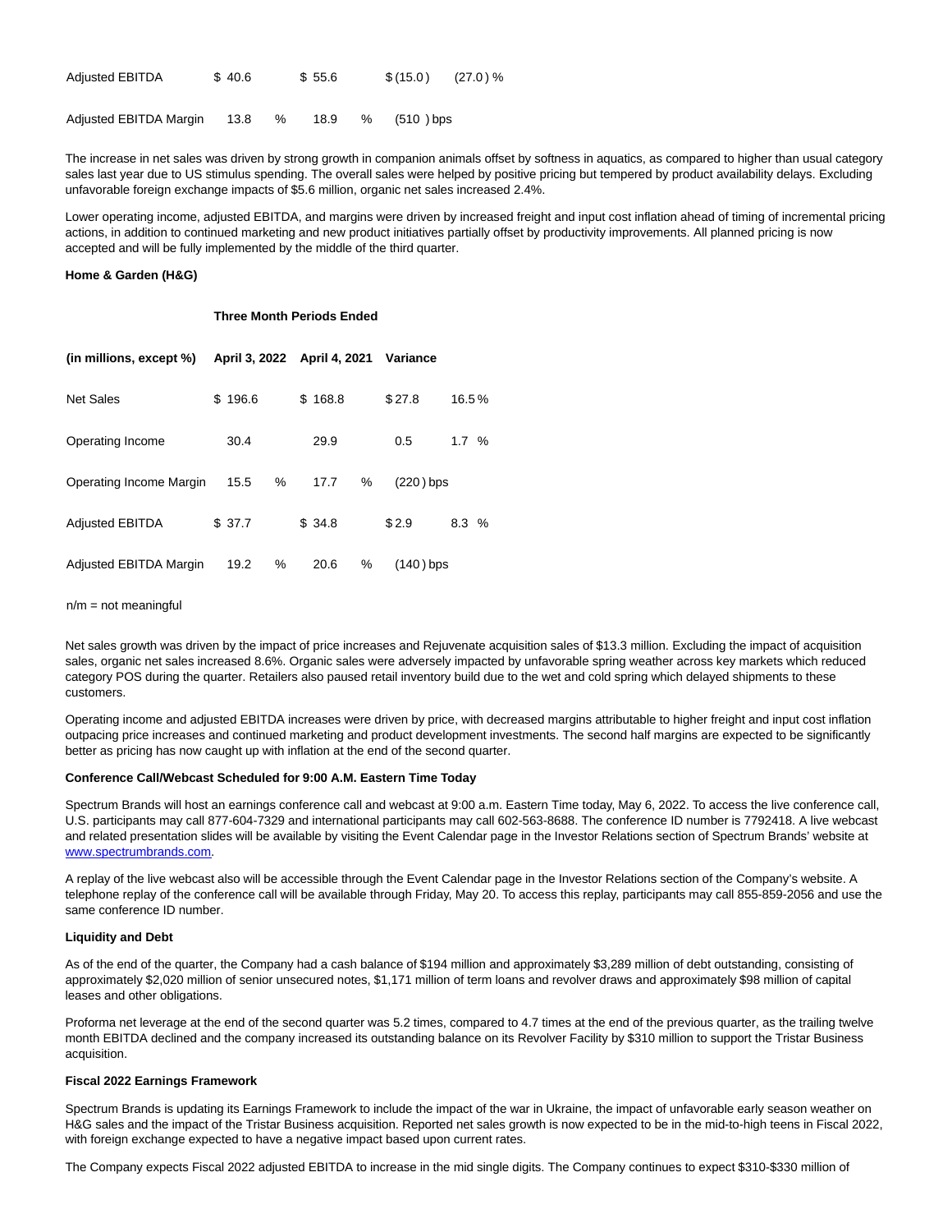| | | | | |
|---|---|---|---|---|
| Adjusted EBITDA | $ 40.6 | $ 55.6 | $ (15.0 ) | (27.0 ) % |
| Adjusted EBITDA Margin | 13.8 % | 18.9 % | (510 ) bps | |

The increase in net sales was driven by strong growth in companion animals offset by softness in aquatics, as compared to higher than usual category sales last year due to US stimulus spending. The overall sales were helped by positive pricing but tempered by product availability delays. Excluding unfavorable foreign exchange impacts of $5.6 million, organic net sales increased 2.4%.

Lower operating income, adjusted EBITDA, and margins were driven by increased freight and input cost inflation ahead of timing of incremental pricing actions, in addition to continued marketing and new product initiatives partially offset by productivity improvements. All planned pricing is now accepted and will be fully implemented by the middle of the third quarter.

**Home & Garden (H&G)**

| | Three Month Periods Ended | | | |
|---|---|---|---|---|
| **(in millions, except %)** | **April 3, 2022** | **April 4, 2021** | **Variance** | |
| Net Sales | $ 196.6 | $ 168.8 | $ 27.8 | 16.5 % |
| Operating Income | 30.4 | 29.9 | 0.5 | 1.7 % |
| Operating Income Margin | 15.5 % | 17.7 % | (220 ) bps | |
| Adjusted EBITDA | $ 37.7 | $ 34.8 | $ 2.9 | 8.3 % |
| Adjusted EBITDA Margin | 19.2 % | 20.6 % | (140 ) bps | |

n/m = not meaningful

Net sales growth was driven by the impact of price increases and Rejuvenate acquisition sales of $13.3 million. Excluding the impact of acquisition sales, organic net sales increased 8.6%. Organic sales were adversely impacted by unfavorable spring weather across key markets which reduced category POS during the quarter. Retailers also paused retail inventory build due to the wet and cold spring which delayed shipments to these customers.

Operating income and adjusted EBITDA increases were driven by price, with decreased margins attributable to higher freight and input cost inflation outpacing price increases and continued marketing and product development investments. The second half margins are expected to be significantly better as pricing has now caught up with inflation at the end of the second quarter.

**Conference Call/Webcast Scheduled for 9:00 A.M. Eastern Time Today**

Spectrum Brands will host an earnings conference call and webcast at 9:00 a.m. Eastern Time today, May 6, 2022. To access the live conference call, U.S. participants may call 877-604-7329 and international participants may call 602-563-8688. The conference ID number is 7792418. A live webcast and related presentation slides will be available by visiting the Event Calendar page in the Investor Relations section of Spectrum Brands' website at www.spectrumbrands.com.

A replay of the live webcast also will be accessible through the Event Calendar page in the Investor Relations section of the Company's website. A telephone replay of the conference call will be available through Friday, May 20. To access this replay, participants may call 855-859-2056 and use the same conference ID number.

**Liquidity and Debt**

As of the end of the quarter, the Company had a cash balance of $194 million and approximately $3,289 million of debt outstanding, consisting of approximately $2,020 million of senior unsecured notes, $1,171 million of term loans and revolver draws and approximately $98 million of capital leases and other obligations.

Proforma net leverage at the end of the second quarter was 5.2 times, compared to 4.7 times at the end of the previous quarter, as the trailing twelve month EBITDA declined and the company increased its outstanding balance on its Revolver Facility by $310 million to support the Tristar Business acquisition.

**Fiscal 2022 Earnings Framework**

Spectrum Brands is updating its Earnings Framework to include the impact of the war in Ukraine, the impact of unfavorable early season weather on H&G sales and the impact of the Tristar Business acquisition. Reported net sales growth is now expected to be in the mid-to-high teens in Fiscal 2022, with foreign exchange expected to have a negative impact based upon current rates.

The Company expects Fiscal 2022 adjusted EBITDA to increase in the mid single digits. The Company continues to expect $310-$330 million of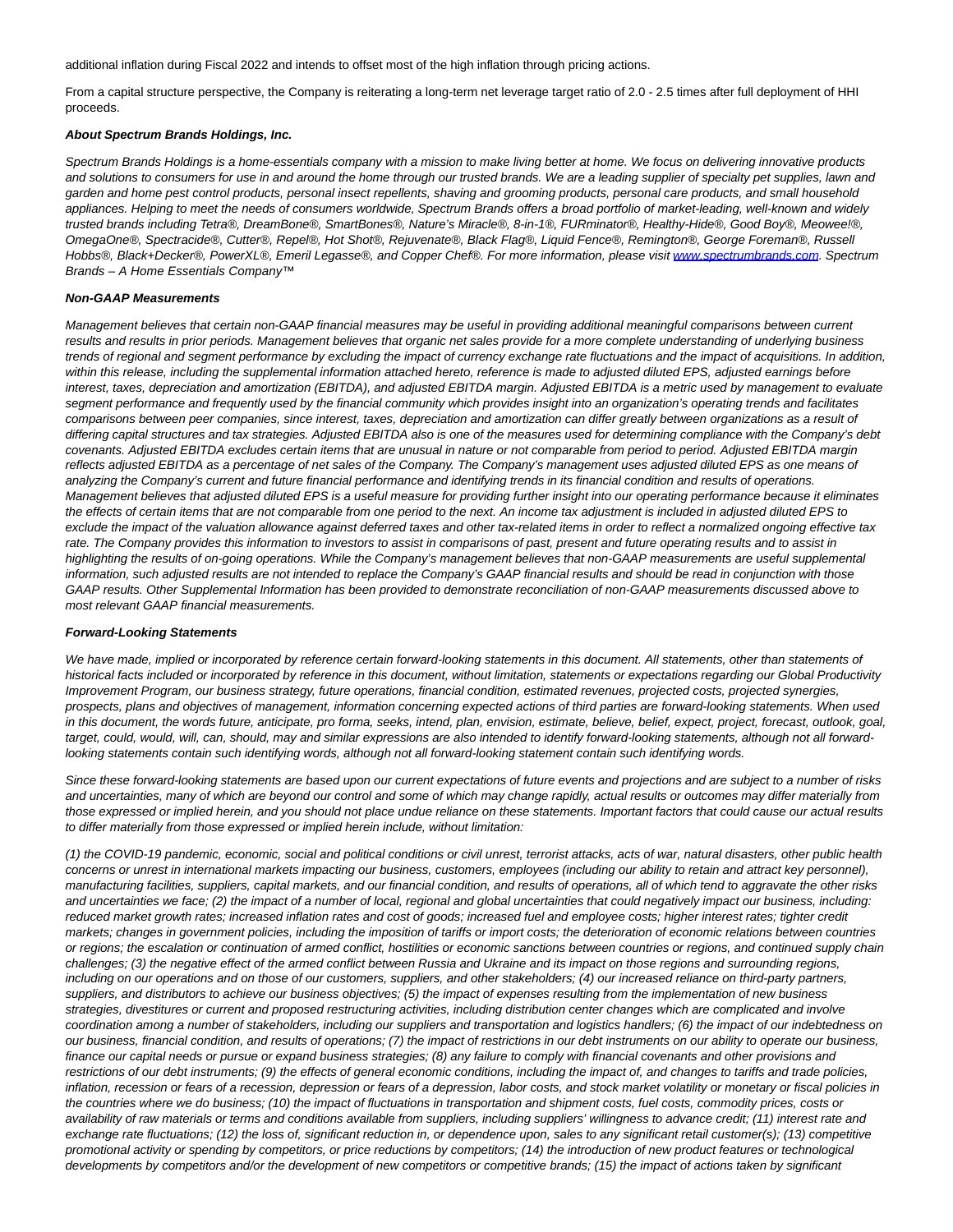additional inflation during Fiscal 2022 and intends to offset most of the high inflation through pricing actions.

From a capital structure perspective, the Company is reiterating a long-term net leverage target ratio of 2.0 - 2.5 times after full deployment of HHI proceeds.

***About Spectrum Brands Holdings, Inc.***

*Spectrum Brands Holdings is a home-essentials company with a mission to make living better at home. We focus on delivering innovative products and solutions to consumers for use in and around the home through our trusted brands. We are a leading supplier of specialty pet supplies, lawn and garden and home pest control products, personal insect repellents, shaving and grooming products, personal care products, and small household appliances. Helping to meet the needs of consumers worldwide, Spectrum Brands offers a broad portfolio of market-leading, well-known and widely trusted brands including Tetra®, DreamBone®, SmartBones®, Nature's Miracle®, 8-in-1®, FURminator®, Healthy-Hide®, Good Boy®, Meowee!®, OmegaOne®, Spectracide®, Cutter®, Repel®, Hot Shot®, Rejuvenate®, Black Flag®, Liquid Fence®, Remington®, George Foreman®, Russell Hobbs®, Black+Decker®, PowerXL®, Emeril Legasse®, and Copper Chef®. For more information, please visit [www.spectrumbrands.com](www.spectrumbrands.com). Spectrum Brands – A Home Essentials Company™*

***Non-GAAP Measurements***

*Management believes that certain non-GAAP financial measures may be useful in providing additional meaningful comparisons between current results and results in prior periods. Management believes that organic net sales provide for a more complete understanding of underlying business trends of regional and segment performance by excluding the impact of currency exchange rate fluctuations and the impact of acquisitions. In addition, within this release, including the supplemental information attached hereto, reference is made to adjusted diluted EPS, adjusted earnings before interest, taxes, depreciation and amortization (EBITDA), and adjusted EBITDA margin. Adjusted EBITDA is a metric used by management to evaluate segment performance and frequently used by the financial community which provides insight into an organization's operating trends and facilitates comparisons between peer companies, since interest, taxes, depreciation and amortization can differ greatly between organizations as a result of differing capital structures and tax strategies. Adjusted EBITDA also is one of the measures used for determining compliance with the Company's debt covenants. Adjusted EBITDA excludes certain items that are unusual in nature or not comparable from period to period. Adjusted EBITDA margin reflects adjusted EBITDA as a percentage of net sales of the Company. The Company's management uses adjusted diluted EPS as one means of analyzing the Company's current and future financial performance and identifying trends in its financial condition and results of operations. Management believes that adjusted diluted EPS is a useful measure for providing further insight into our operating performance because it eliminates the effects of certain items that are not comparable from one period to the next. An income tax adjustment is included in adjusted diluted EPS to exclude the impact of the valuation allowance against deferred taxes and other tax-related items in order to reflect a normalized ongoing effective tax rate. The Company provides this information to investors to assist in comparisons of past, present and future operating results and to assist in highlighting the results of on-going operations. While the Company's management believes that non-GAAP measurements are useful supplemental information, such adjusted results are not intended to replace the Company's GAAP financial results and should be read in conjunction with those GAAP results. Other Supplemental Information has been provided to demonstrate reconciliation of non-GAAP measurements discussed above to most relevant GAAP financial measurements.*

***Forward-Looking Statements***

*We have made, implied or incorporated by reference certain forward-looking statements in this document. All statements, other than statements of historical facts included or incorporated by reference in this document, without limitation, statements or expectations regarding our Global Productivity Improvement Program, our business strategy, future operations, financial condition, estimated revenues, projected costs, projected synergies, prospects, plans and objectives of management, information concerning expected actions of third parties are forward-looking statements. When used in this document, the words future, anticipate, pro forma, seeks, intend, plan, envision, estimate, believe, belief, expect, project, forecast, outlook, goal, target, could, would, will, can, should, may and similar expressions are also intended to identify forward-looking statements, although not all forward-looking statements contain such identifying words, although not all forward-looking statement contain such identifying words.*

*Since these forward-looking statements are based upon our current expectations of future events and projections and are subject to a number of risks and uncertainties, many of which are beyond our control and some of which may change rapidly, actual results or outcomes may differ materially from those expressed or implied herein, and you should not place undue reliance on these statements. Important factors that could cause our actual results to differ materially from those expressed or implied herein include, without limitation:*

*(1) the COVID-19 pandemic, economic, social and political conditions or civil unrest, terrorist attacks, acts of war, natural disasters, other public health concerns or unrest in international markets impacting our business, customers, employees (including our ability to retain and attract key personnel), manufacturing facilities, suppliers, capital markets, and our financial condition, and results of operations, all of which tend to aggravate the other risks and uncertainties we face; (2) the impact of a number of local, regional and global uncertainties that could negatively impact our business, including: reduced market growth rates; increased inflation rates and cost of goods; increased fuel and employee costs; higher interest rates; tighter credit markets; changes in government policies, including the imposition of tariffs or import costs; the deterioration of economic relations between countries or regions; the escalation or continuation of armed conflict, hostilities or economic sanctions between countries or regions, and continued supply chain challenges; (3) the negative effect of the armed conflict between Russia and Ukraine and its impact on those regions and surrounding regions, including on our operations and on those of our customers, suppliers, and other stakeholders; (4) our increased reliance on third-party partners, suppliers, and distributors to achieve our business objectives; (5) the impact of expenses resulting from the implementation of new business strategies, divestitures or current and proposed restructuring activities, including distribution center changes which are complicated and involve coordination among a number of stakeholders, including our suppliers and transportation and logistics handlers; (6) the impact of our indebtedness on our business, financial condition, and results of operations; (7) the impact of restrictions in our debt instruments on our ability to operate our business, finance our capital needs or pursue or expand business strategies; (8) any failure to comply with financial covenants and other provisions and restrictions of our debt instruments; (9) the effects of general economic conditions, including the impact of, and changes to tariffs and trade policies, inflation, recession or fears of a recession, depression or fears of a depression, labor costs, and stock market volatility or monetary or fiscal policies in the countries where we do business; (10) the impact of fluctuations in transportation and shipment costs, fuel costs, commodity prices, costs or availability of raw materials or terms and conditions available from suppliers, including suppliers' willingness to advance credit; (11) interest rate and exchange rate fluctuations; (12) the loss of, significant reduction in, or dependence upon, sales to any significant retail customer(s); (13) competitive promotional activity or spending by competitors, or price reductions by competitors; (14) the introduction of new product features or technological developments by competitors and/or the development of new competitors or competitive brands; (15) the impact of actions taken by significant*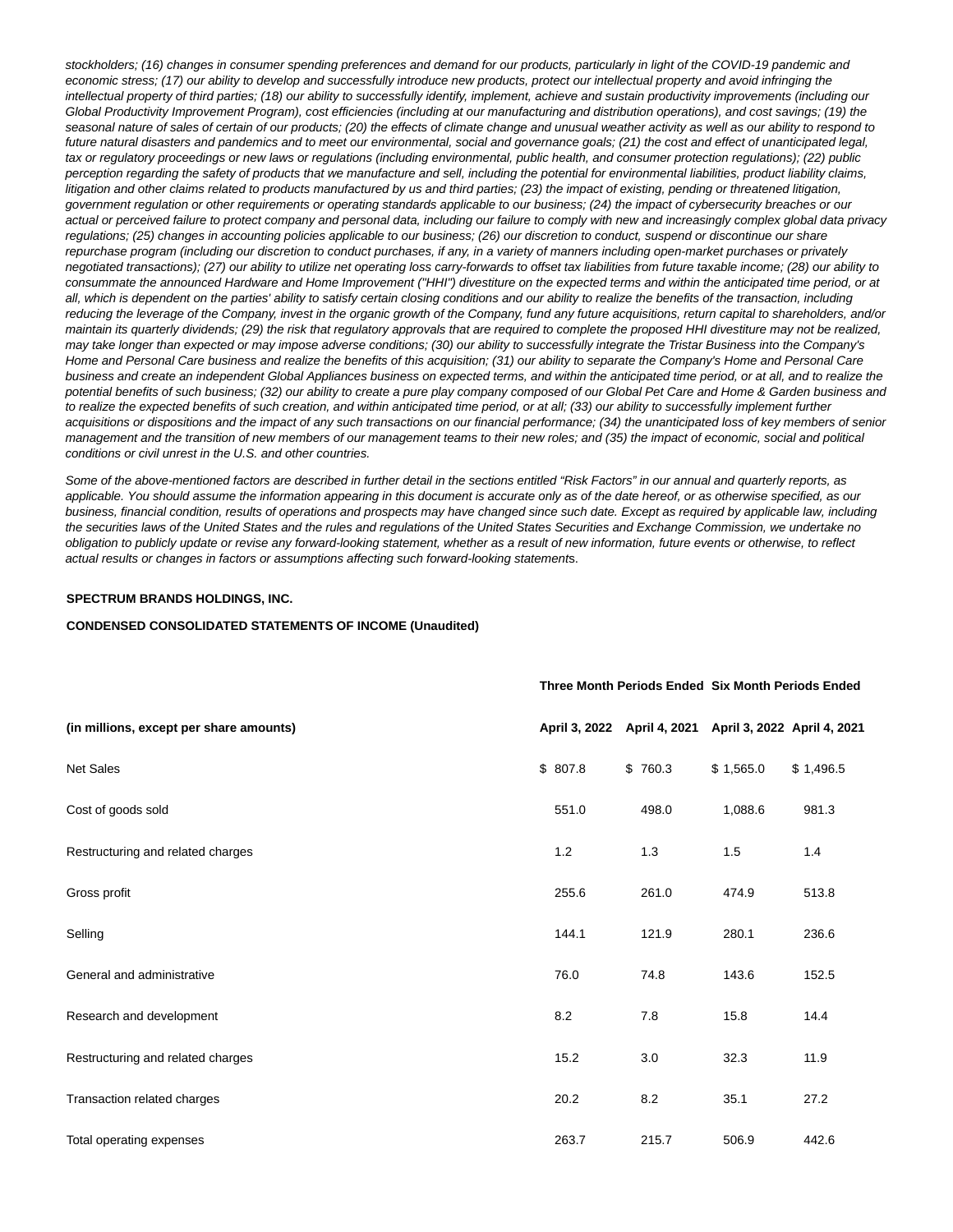*stockholders; (16) changes in consumer spending preferences and demand for our products, particularly in light of the COVID-19 pandemic and economic stress; (17) our ability to develop and successfully introduce new products, protect our intellectual property and avoid infringing the intellectual property of third parties; (18) our ability to successfully identify, implement, achieve and sustain productivity improvements (including our Global Productivity Improvement Program), cost efficiencies (including at our manufacturing and distribution operations), and cost savings; (19) the seasonal nature of sales of certain of our products; (20) the effects of climate change and unusual weather activity as well as our ability to respond to future natural disasters and pandemics and to meet our environmental, social and governance goals; (21) the cost and effect of unanticipated legal, tax or regulatory proceedings or new laws or regulations (including environmental, public health, and consumer protection regulations); (22) public perception regarding the safety of products that we manufacture and sell, including the potential for environmental liabilities, product liability claims, litigation and other claims related to products manufactured by us and third parties; (23) the impact of existing, pending or threatened litigation, government regulation or other requirements or operating standards applicable to our business; (24) the impact of cybersecurity breaches or our actual or perceived failure to protect company and personal data, including our failure to comply with new and increasingly complex global data privacy regulations; (25) changes in accounting policies applicable to our business; (26) our discretion to conduct, suspend or discontinue our share repurchase program (including our discretion to conduct purchases, if any, in a variety of manners including open-market purchases or privately negotiated transactions); (27) our ability to utilize net operating loss carry-forwards to offset tax liabilities from future taxable income; (28) our ability to consummate the announced Hardware and Home Improvement ("HHI") divestiture on the expected terms and within the anticipated time period, or at all, which is dependent on the parties' ability to satisfy certain closing conditions and our ability to realize the benefits of the transaction, including reducing the leverage of the Company, invest in the organic growth of the Company, fund any future acquisitions, return capital to shareholders, and/or maintain its quarterly dividends; (29) the risk that regulatory approvals that are required to complete the proposed HHI divestiture may not be realized, may take longer than expected or may impose adverse conditions; (30) our ability to successfully integrate the Tristar Business into the Company's Home and Personal Care business and realize the benefits of this acquisition; (31) our ability to separate the Company's Home and Personal Care business and create an independent Global Appliances business on expected terms, and within the anticipated time period, or at all, and to realize the potential benefits of such business; (32) our ability to create a pure play company composed of our Global Pet Care and Home & Garden business and to realize the expected benefits of such creation, and within anticipated time period, or at all; (33) our ability to successfully implement further acquisitions or dispositions and the impact of any such transactions on our financial performance; (34) the unanticipated loss of key members of senior management and the transition of new members of our management teams to their new roles; and (35) the impact of economic, social and political conditions or civil unrest in the U.S. and other countries.*

*Some of the above-mentioned factors are described in further detail in the sections entitled "Risk Factors" in our annual and quarterly reports, as applicable. You should assume the information appearing in this document is accurate only as of the date hereof, or as otherwise specified, as our business, financial condition, results of operations and prospects may have changed since such date. Except as required by applicable law, including the securities laws of the United States and the rules and regulations of the United States Securities and Exchange Commission, we undertake no obligation to publicly update or revise any forward-looking statement, whether as a result of new information, future events or otherwise, to reflect actual results or changes in factors or assumptions affecting such forward-looking statement*s.

**SPECTRUM BRANDS HOLDINGS, INC.**

**CONDENSED CONSOLIDATED STATEMENTS OF INCOME (Unaudited)**

| | **Three Month Periods Ended** | | **Six Month Periods Ended** | |
|---|---|---|---|---|
| **(in millions, except per share amounts)** | **April 3, 2022** | **April 4, 2021** | **April 3, 2022** | **April 4, 2021** |
| Net Sales | $ 807.8 | $ 760.3 | $ 1,565.0 | $ 1,496.5 |
| Cost of goods sold | 551.0 | 498.0 | 1,088.6 | 981.3 |
| Restructuring and related charges | 1.2 | 1.3 | 1.5 | 1.4 |
| Gross profit | 255.6 | 261.0 | 474.9 | 513.8 |
| Selling | 144.1 | 121.9 | 280.1 | 236.6 |
| General and administrative | 76.0 | 74.8 | 143.6 | 152.5 |
| Research and development | 8.2 | 7.8 | 15.8 | 14.4 |
| Restructuring and related charges | 15.2 | 3.0 | 32.3 | 11.9 |
| Transaction related charges | 20.2 | 8.2 | 35.1 | 27.2 |
| Total operating expenses | 263.7 | 215.7 | 506.9 | 442.6 |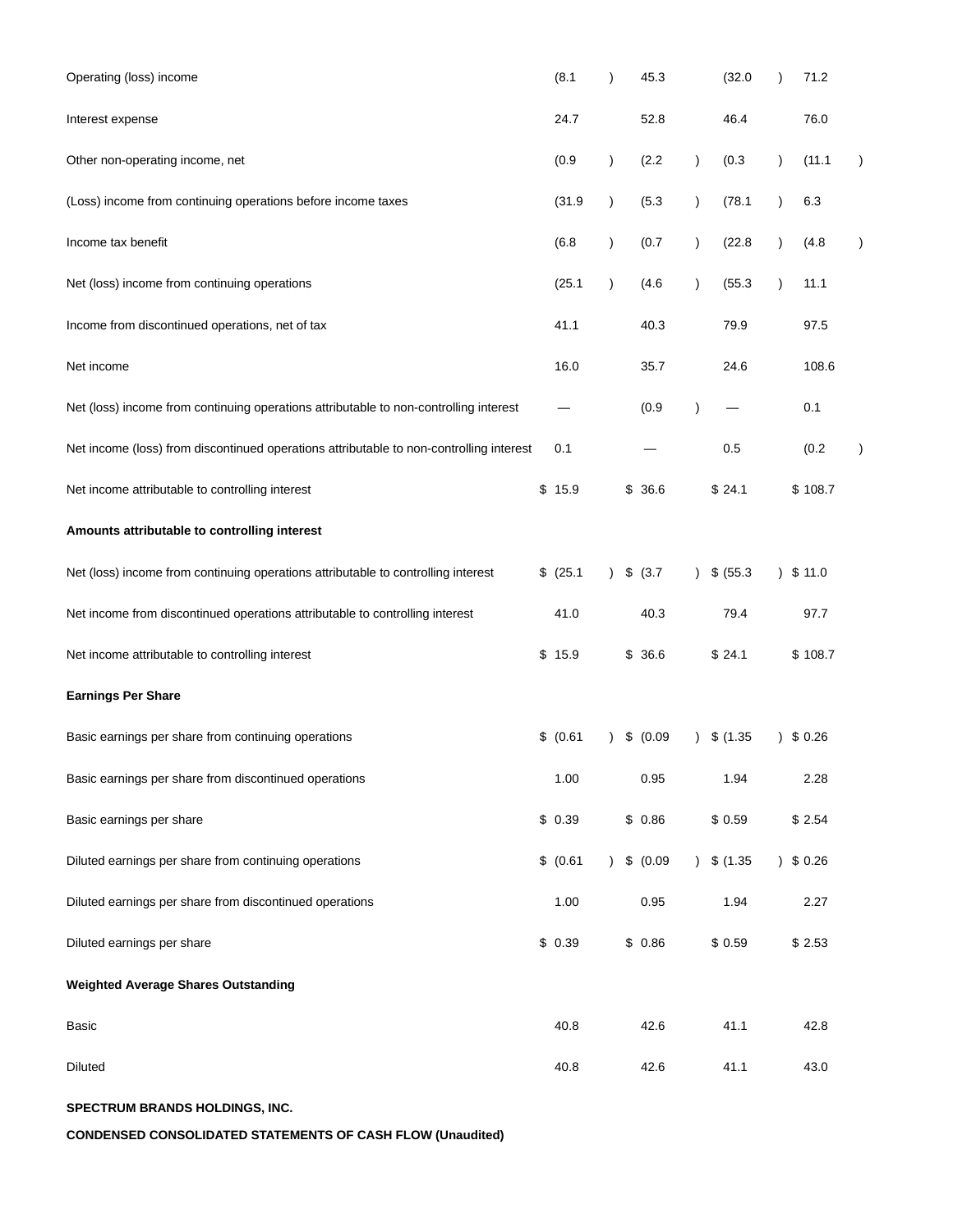| | | | | |
|---|---|---|---|---|
| Operating (loss) income | (8.1) | 45.3 | (32.0) | 71.2 |
| Interest expense | 24.7 | 52.8 | 46.4 | 76.0 |
| Other non-operating income, net | (0.9) | (2.2) | (0.3) | (11.1) |
| (Loss) income from continuing operations before income taxes | (31.9) | (5.3) | (78.1) | 6.3 |
| Income tax benefit | (6.8) | (0.7) | (22.8) | (4.8) |
| Net (loss) income from continuing operations | (25.1) | (4.6) | (55.3) | 11.1 |
| Income from discontinued operations, net of tax | 41.1 | 40.3 | 79.9 | 97.5 |
| Net income | 16.0 | 35.7 | 24.6 | 108.6 |
| Net (loss) income from continuing operations attributable to non-controlling interest | — | (0.9) | — | 0.1 |
| Net income (loss) from discontinued operations attributable to non-controlling interest | 0.1 | — | 0.5 | (0.2) |
| Net income attributable to controlling interest | $ 15.9 | $ 36.6 | $ 24.1 | $ 108.7 |
| **Amounts attributable to controlling interest** | | | | |
| Net (loss) income from continuing operations attributable to controlling interest | $ (25.1) | $ (3.7) | $ (55.3) | $ 11.0 |
| Net income from discontinued operations attributable to controlling interest | 41.0 | 40.3 | 79.4 | 97.7 |
| Net income attributable to controlling interest | $ 15.9 | $ 36.6 | $ 24.1 | $ 108.7 |
| **Earnings Per Share** | | | | |
| Basic earnings per share from continuing operations | $ (0.61) | $ (0.09) | $ (1.35) | $ 0.26 |
| Basic earnings per share from discontinued operations | 1.00 | 0.95 | 1.94 | 2.28 |
| Basic earnings per share | $ 0.39 | $ 0.86 | $ 0.59 | $ 2.54 |
| Diluted earnings per share from continuing operations | $ (0.61) | $ (0.09) | $ (1.35) | $ 0.26 |
| Diluted earnings per share from discontinued operations | 1.00 | 0.95 | 1.94 | 2.27 |
| Diluted earnings per share | $ 0.39 | $ 0.86 | $ 0.59 | $ 2.53 |
| **Weighted Average Shares Outstanding** | | | | |
| Basic | 40.8 | 42.6 | 41.1 | 42.8 |
| Diluted | 40.8 | 42.6 | 41.1 | 43.0 |

**SPECTRUM BRANDS HOLDINGS, INC.**

**CONDENSED CONSOLIDATED STATEMENTS OF CASH FLOW (Unaudited)**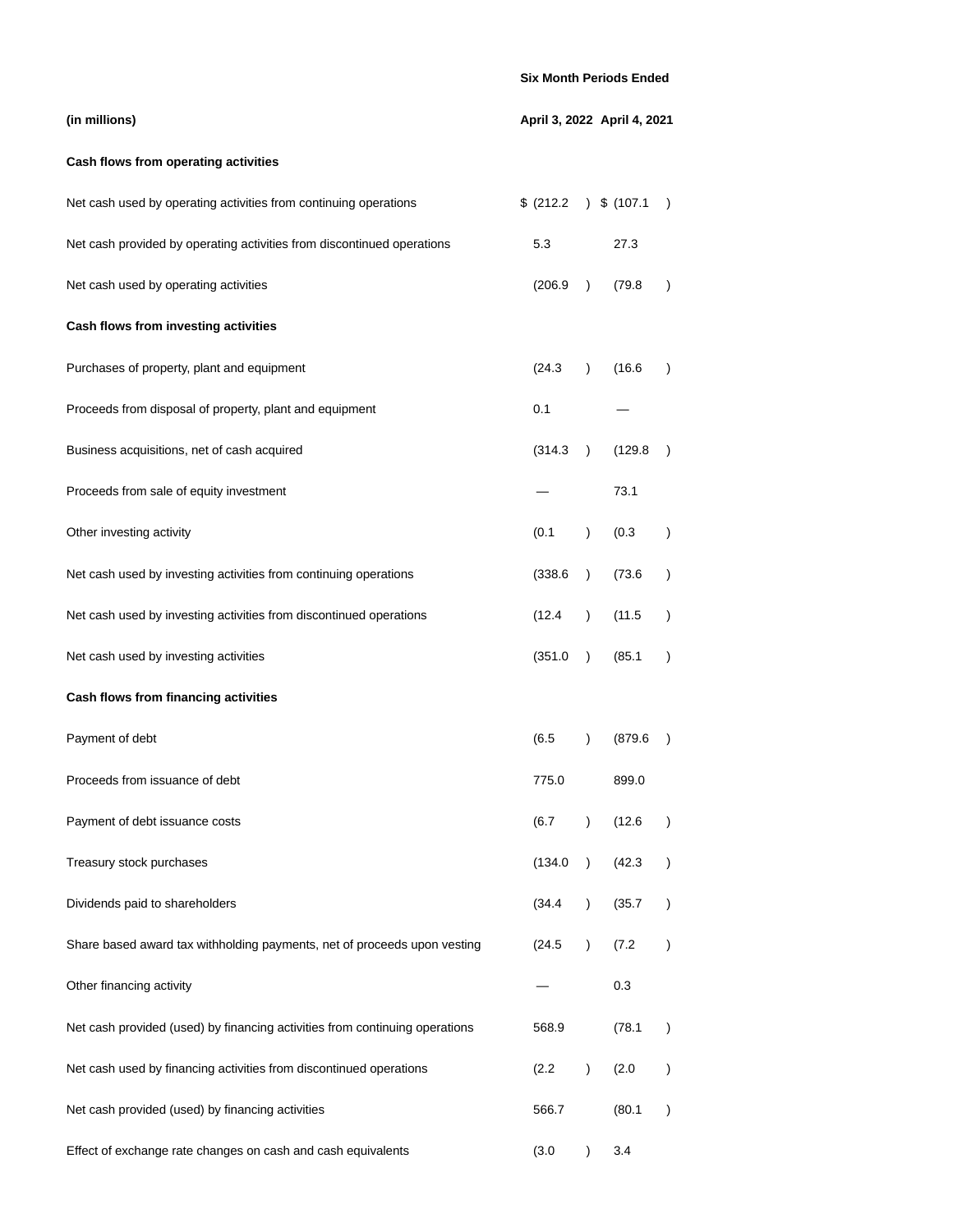| (in millions) | Six Month Periods Ended April 3, 2022 | April 4, 2021 |
|---|---|---|
| **Cash flows from operating activities** | | |
| Net cash used by operating activities from continuing operations | $ (212.2) | $ (107.1) |
| Net cash provided by operating activities from discontinued operations | 5.3 | 27.3 |
| Net cash used by operating activities | (206.9) | (79.8) |
| **Cash flows from investing activities** | | |
| Purchases of property, plant and equipment | (24.3) | (16.6) |
| Proceeds from disposal of property, plant and equipment | 0.1 | — |
| Business acquisitions, net of cash acquired | (314.3) | (129.8) |
| Proceeds from sale of equity investment | — | 73.1 |
| Other investing activity | (0.1) | (0.3) |
| Net cash used by investing activities from continuing operations | (338.6) | (73.6) |
| Net cash used by investing activities from discontinued operations | (12.4) | (11.5) |
| Net cash used by investing activities | (351.0) | (85.1) |
| **Cash flows from financing activities** | | |
| Payment of debt | (6.5) | (879.6) |
| Proceeds from issuance of debt | 775.0 | 899.0 |
| Payment of debt issuance costs | (6.7) | (12.6) |
| Treasury stock purchases | (134.0) | (42.3) |
| Dividends paid to shareholders | (34.4) | (35.7) |
| Share based award tax withholding payments, net of proceeds upon vesting | (24.5) | (7.2) |
| Other financing activity | — | 0.3 |
| Net cash provided (used) by financing activities from continuing operations | 568.9 | (78.1) |
| Net cash used by financing activities from discontinued operations | (2.2) | (2.0) |
| Net cash provided (used) by financing activities | 566.7 | (80.1) |
| Effect of exchange rate changes on cash and cash equivalents | (3.0) | 3.4 |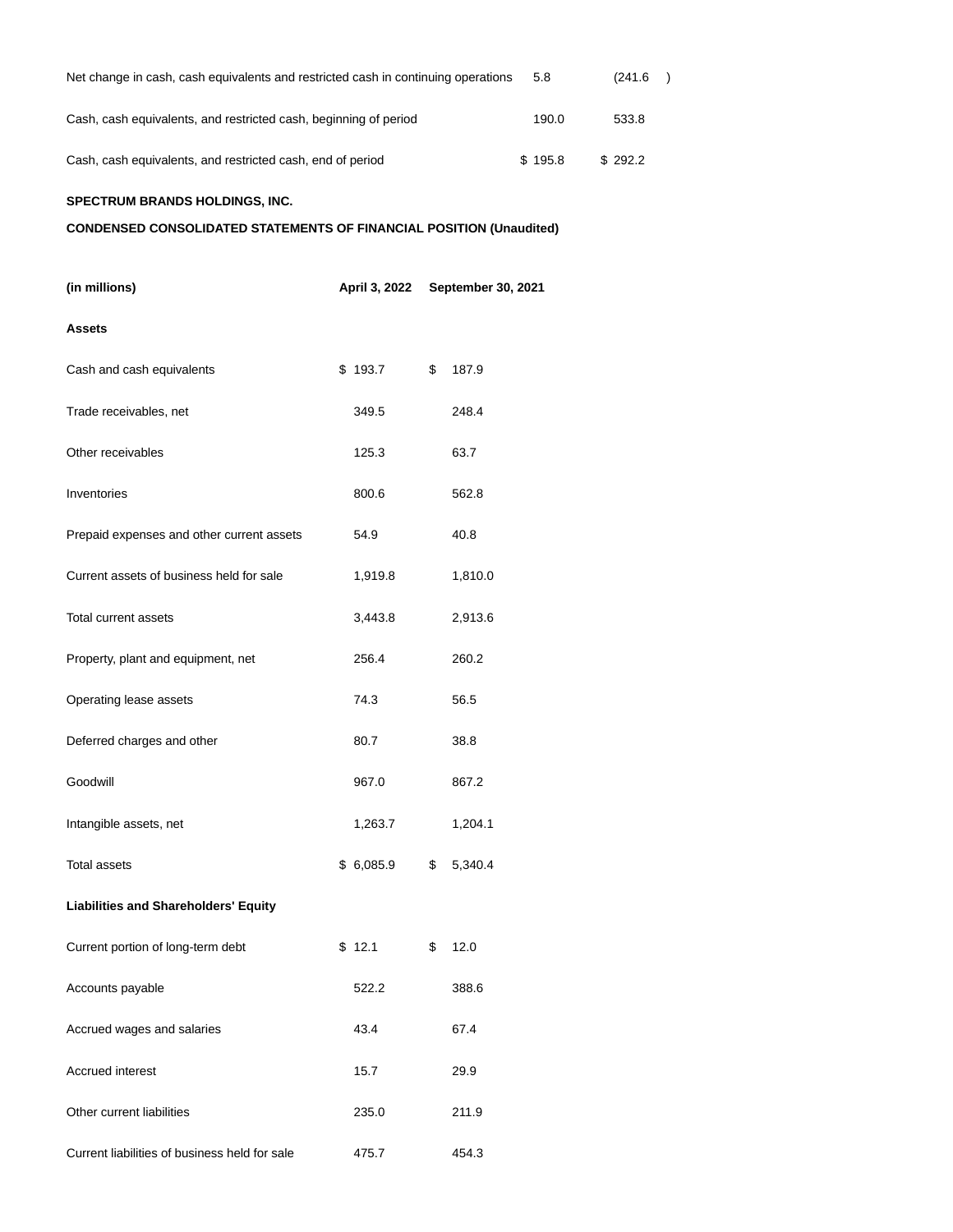| | | |
|---|---|---|
| Net change in cash, cash equivalents and restricted cash in continuing operations | 5.8 | (241.6 ) |
| Cash, cash equivalents, and restricted cash, beginning of period | 190.0 | 533.8 |
| Cash, cash equivalents, and restricted cash, end of period | $ 195.8 | $ 292.2 |

**SPECTRUM BRANDS HOLDINGS, INC.**

**CONDENSED CONSOLIDATED STATEMENTS OF FINANCIAL POSITION (Unaudited)**

| **(in millions)** | **April 3, 2022** | **September 30, 2021** |
|---|---|---|
| **Assets** | | |
| Cash and cash equivalents | $ 193.7 | $ 187.9 |
| Trade receivables, net | 349.5 | 248.4 |
| Other receivables | 125.3 | 63.7 |
| Inventories | 800.6 | 562.8 |
| Prepaid expenses and other current assets | 54.9 | 40.8 |
| Current assets of business held for sale | 1,919.8 | 1,810.0 |
| Total current assets | 3,443.8 | 2,913.6 |
| Property, plant and equipment, net | 256.4 | 260.2 |
| Operating lease assets | 74.3 | 56.5 |
| Deferred charges and other | 80.7 | 38.8 |
| Goodwill | 967.0 | 867.2 |
| Intangible assets, net | 1,263.7 | 1,204.1 |
| Total assets | $ 6,085.9 | $ 5,340.4 |
| **Liabilities and Shareholders' Equity** | | |
| Current portion of long-term debt | $ 12.1 | $ 12.0 |
| Accounts payable | 522.2 | 388.6 |
| Accrued wages and salaries | 43.4 | 67.4 |
| Accrued interest | 15.7 | 29.9 |
| Other current liabilities | 235.0 | 211.9 |
| Current liabilities of business held for sale | 475.7 | 454.3 |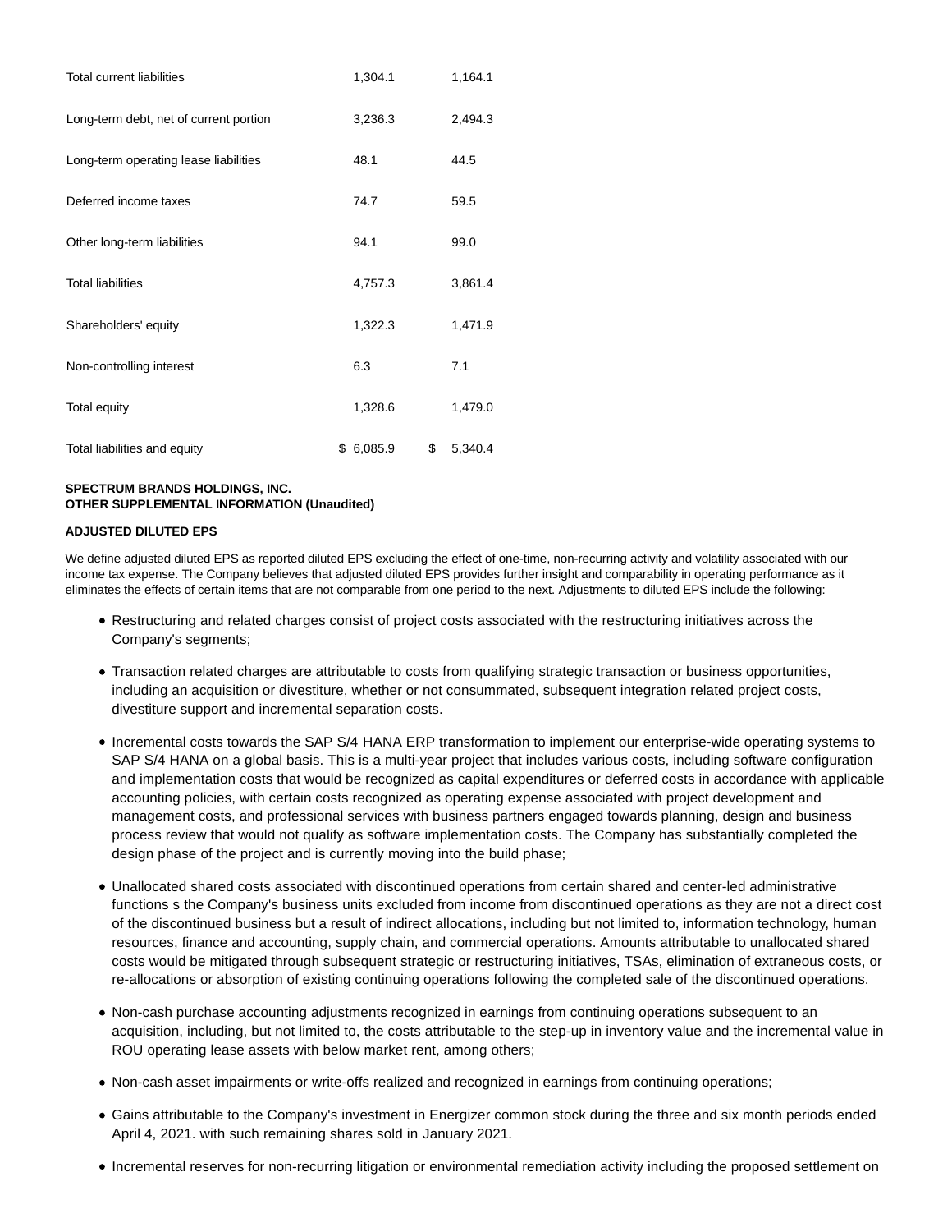| | | |
|---|---|---|
| Total current liabilities | 1,304.1 | 1,164.1 |
| Long-term debt, net of current portion | 3,236.3 | 2,494.3 |
| Long-term operating lease liabilities | 48.1 | 44.5 |
| Deferred income taxes | 74.7 | 59.5 |
| Other long-term liabilities | 94.1 | 99.0 |
| Total liabilities | 4,757.3 | 3,861.4 |
| Shareholders' equity | 1,322.3 | 1,471.9 |
| Non-controlling interest | 6.3 | 7.1 |
| Total equity | 1,328.6 | 1,479.0 |
| Total liabilities and equity | $ 6,085.9 | $ 5,340.4 |

**SPECTRUM BRANDS HOLDINGS, INC.**
**OTHER SUPPLEMENTAL INFORMATION (Unaudited)**

**ADJUSTED DILUTED EPS**

We define adjusted diluted EPS as reported diluted EPS excluding the effect of one-time, non-recurring activity and volatility associated with our income tax expense. The Company believes that adjusted diluted EPS provides further insight and comparability in operating performance as it eliminates the effects of certain items that are not comparable from one period to the next. Adjustments to diluted EPS include the following:

- Restructuring and related charges consist of project costs associated with the restructuring initiatives across the Company's segments;
- Transaction related charges are attributable to costs from qualifying strategic transaction or business opportunities, including an acquisition or divestiture, whether or not consummated, subsequent integration related project costs, divestiture support and incremental separation costs.
- Incremental costs towards the SAP S/4 HANA ERP transformation to implement our enterprise-wide operating systems to SAP S/4 HANA on a global basis. This is a multi-year project that includes various costs, including software configuration and implementation costs that would be recognized as capital expenditures or deferred costs in accordance with applicable accounting policies, with certain costs recognized as operating expense associated with project development and management costs, and professional services with business partners engaged towards planning, design and business process review that would not qualify as software implementation costs. The Company has substantially completed the design phase of the project and is currently moving into the build phase;
- Unallocated shared costs associated with discontinued operations from certain shared and center-led administrative functions s the Company's business units excluded from income from discontinued operations as they are not a direct cost of the discontinued business but a result of indirect allocations, including but not limited to, information technology, human resources, finance and accounting, supply chain, and commercial operations. Amounts attributable to unallocated shared costs would be mitigated through subsequent strategic or restructuring initiatives, TSAs, elimination of extraneous costs, or re-allocations or absorption of existing continuing operations following the completed sale of the discontinued operations.
- Non-cash purchase accounting adjustments recognized in earnings from continuing operations subsequent to an acquisition, including, but not limited to, the costs attributable to the step-up in inventory value and the incremental value in ROU operating lease assets with below market rent, among others;
- Non-cash asset impairments or write-offs realized and recognized in earnings from continuing operations;
- Gains attributable to the Company's investment in Energizer common stock during the three and six month periods ended April 4, 2021. with such remaining shares sold in January 2021.
- Incremental reserves for non-recurring litigation or environmental remediation activity including the proposed settlement on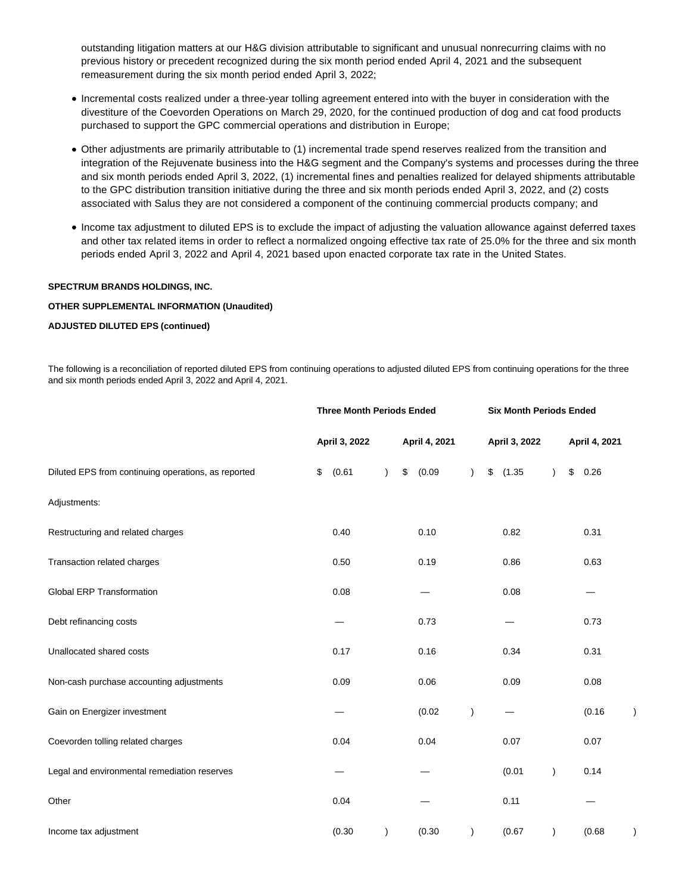outstanding litigation matters at our H&G division attributable to significant and unusual nonrecurring claims with no previous history or precedent recognized during the six month period ended April 4, 2021 and the subsequent remeasurement during the six month period ended April 3, 2022;

- Incremental costs realized under a three-year tolling agreement entered into with the buyer in consideration with the divestiture of the Coevorden Operations on March 29, 2020, for the continued production of dog and cat food products purchased to support the GPC commercial operations and distribution in Europe;
- Other adjustments are primarily attributable to (1) incremental trade spend reserves realized from the transition and integration of the Rejuvenate business into the H&G segment and the Company's systems and processes during the three and six month periods ended April 3, 2022, (1) incremental fines and penalties realized for delayed shipments attributable to the GPC distribution transition initiative during the three and six month periods ended April 3, 2022, and (2) costs associated with Salus they are not considered a component of the continuing commercial products company; and
- Income tax adjustment to diluted EPS is to exclude the impact of adjusting the valuation allowance against deferred taxes and other tax related items in order to reflect a normalized ongoing effective tax rate of 25.0% for the three and six month periods ended April 3, 2022 and April 4, 2021 based upon enacted corporate tax rate in the United States.

**SPECTRUM BRANDS HOLDINGS, INC.**

**OTHER SUPPLEMENTAL INFORMATION (Unaudited)**

**ADJUSTED DILUTED EPS (continued)**

The following is a reconciliation of reported diluted EPS from continuing operations to adjusted diluted EPS from continuing operations for the three and six month periods ended April 3, 2022 and April 4, 2021.

| | Three Month Periods Ended | | Six Month Periods Ended | |
|---|---|---|---|---|
| | April 3, 2022 | April 4, 2021 | April 3, 2022 | April 4, 2021 |
| Diluted EPS from continuing operations, as reported | $ (0.61) | $ (0.09) | $ (1.35) | $ 0.26 |
| Adjustments: | | | | |
| Restructuring and related charges | 0.40 | 0.10 | 0.82 | 0.31 |
| Transaction related charges | 0.50 | 0.19 | 0.86 | 0.63 |
| Global ERP Transformation | 0.08 | — | 0.08 | — |
| Debt refinancing costs | — | 0.73 | — | 0.73 |
| Unallocated shared costs | 0.17 | 0.16 | 0.34 | 0.31 |
| Non-cash purchase accounting adjustments | 0.09 | 0.06 | 0.09 | 0.08 |
| Gain on Energizer investment | — | (0.02) | — | (0.16) |
| Coevorden tolling related charges | 0.04 | 0.04 | 0.07 | 0.07 |
| Legal and environmental remediation reserves | — | — | (0.01) | 0.14 |
| Other | 0.04 | — | 0.11 | — |
| Income tax adjustment | (0.30) | (0.30) | (0.67) | (0.68) |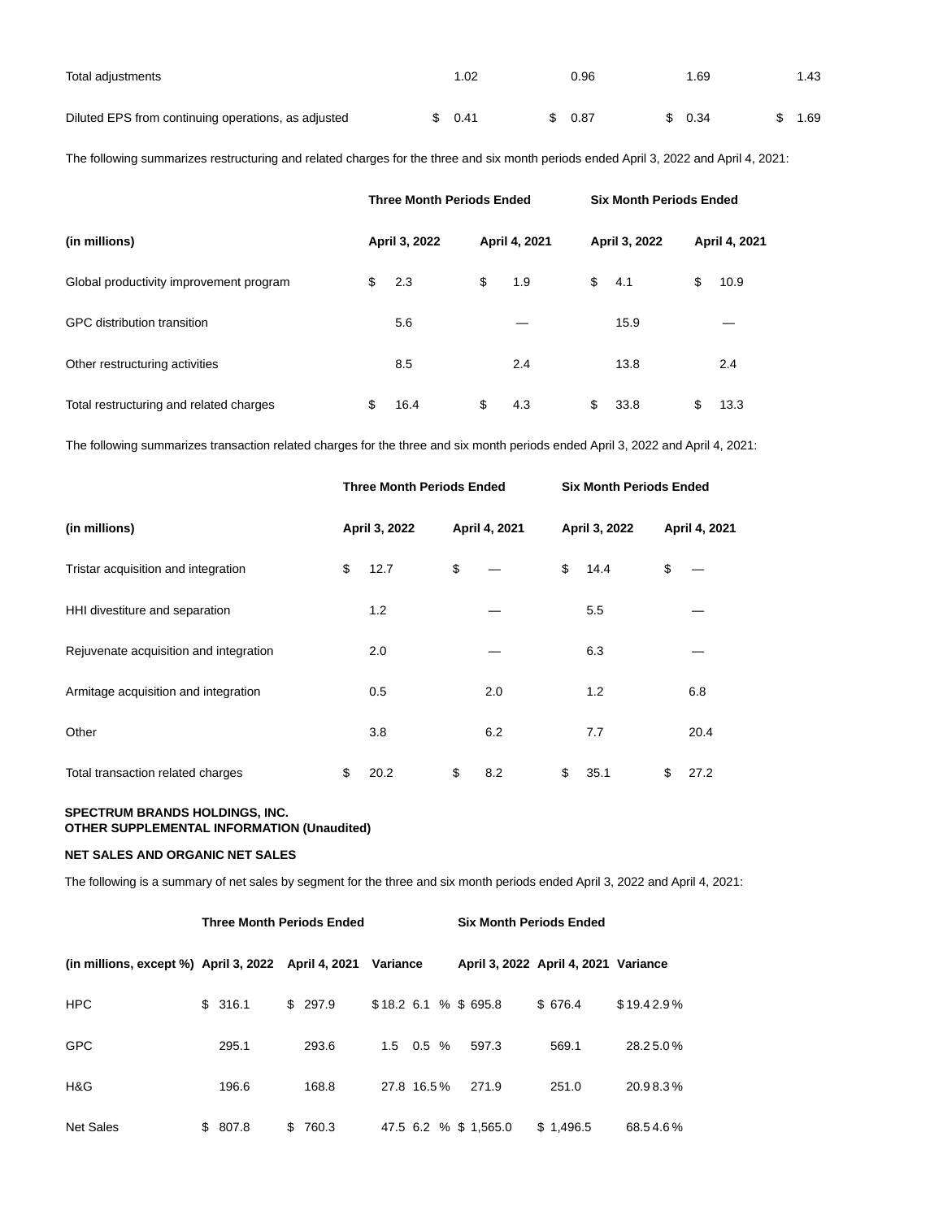| | | | | |
|---|---|---|---|---|
| Total adjustments | 1.02 | 0.96 | 1.69 | 1.43 |
| Diluted EPS from continuing operations, as adjusted | $ 0.41 | $ 0.87 | $ 0.34 | $ 1.69 |

The following summarizes restructuring and related charges for the three and six month periods ended April 3, 2022 and April 4, 2021:

| | **Three Month Periods Ended** | | **Six Month Periods Ended** | |
|---|---|---|---|---|
| **(in millions)** | **April 3, 2022** | **April 4, 2021** | **April 3, 2022** | **April 4, 2021** |
| Global productivity improvement program | $ 2.3 | $ 1.9 | $ 4.1 | $ 10.9 |
| GPC distribution transition | 5.6 | — | 15.9 | — |
| Other restructuring activities | 8.5 | 2.4 | 13.8 | 2.4 |
| Total restructuring and related charges | $ 16.4 | $ 4.3 | $ 33.8 | $ 13.3 |

The following summarizes transaction related charges for the three and six month periods ended April 3, 2022 and April 4, 2021:

| | **Three Month Periods Ended** | | **Six Month Periods Ended** | |
|---|---|---|---|---|
| **(in millions)** | **April 3, 2022** | **April 4, 2021** | **April 3, 2022** | **April 4, 2021** |
| Tristar acquisition and integration | $ 12.7 | $ — | $ 14.4 | $ — |
| HHI divestiture and separation | 1.2 | — | 5.5 | — |
| Rejuvenate acquisition and integration | 2.0 | — | 6.3 | — |
| Armitage acquisition and integration | 0.5 | 2.0 | 1.2 | 6.8 |
| Other | 3.8 | 6.2 | 7.7 | 20.4 |
| Total transaction related charges | $ 20.2 | $ 8.2 | $ 35.1 | $ 27.2 |

**SPECTRUM BRANDS HOLDINGS, INC.**
**OTHER SUPPLEMENTAL INFORMATION (Unaudited)**

**NET SALES AND ORGANIC NET SALES**

The following is a summary of net sales by segment for the three and six month periods ended April 3, 2022 and April 4, 2021:

| | **Three Month Periods Ended** | | | | **Six Month Periods Ended** | | | |
|---|---|---|---|---|---|---|---|---|
| **(in millions, except %)** | **April 3, 2022** | **April 4, 2021** | **Variance** | | **April 3, 2022** | **April 4, 2021** | **Variance** | |
| HPC | $ 316.1 | $ 297.9 | $ 18.2 | 6.1 % | $ 695.8 | $ 676.4 | $ 19.4 | 2.9 % |
| GPC | 295.1 | 293.6 | 1.5 | 0.5 % | 597.3 | 569.1 | 28.2 | 5.0 % |
| H&G | 196.6 | 168.8 | 27.8 | 16.5 % | 271.9 | 251.0 | 20.9 | 8.3 % |
| Net Sales | $ 807.8 | $ 760.3 | 47.5 | 6.2 % | $ 1,565.0 | $ 1,496.5 | 68.5 | 4.6 % |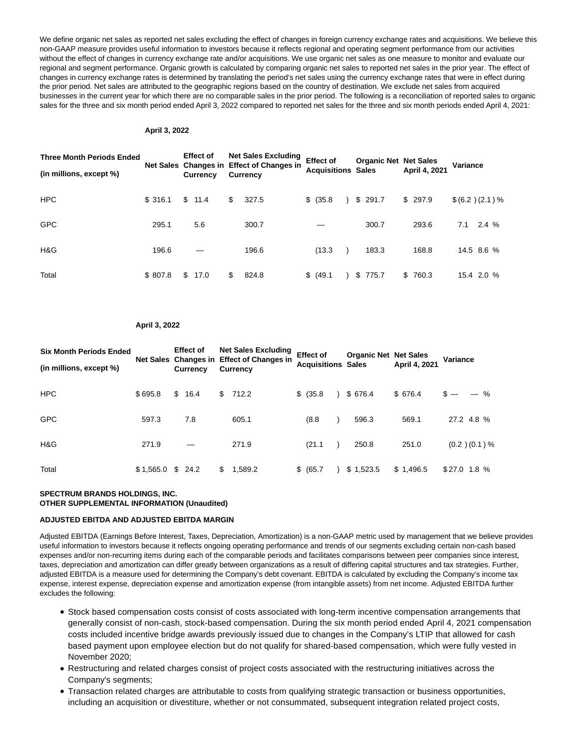We define organic net sales as reported net sales excluding the effect of changes in foreign currency exchange rates and acquisitions. We believe this non-GAAP measure provides useful information to investors because it reflects regional and operating segment performance from our activities without the effect of changes in currency exchange rate and/or acquisitions. We use organic net sales as one measure to monitor and evaluate our regional and segment performance. Organic growth is calculated by comparing organic net sales to reported net sales in the prior year. The effect of changes in currency exchange rates is determined by translating the period's net sales using the currency exchange rates that were in effect during the prior period. Net sales are attributed to the geographic regions based on the country of destination. We exclude net sales from acquired businesses in the current year for which there are no comparable sales in the prior period. The following is a reconciliation of reported sales to organic sales for the three and six month period ended April 3, 2022 compared to reported net sales for the three and six month periods ended April 4, 2021:

| | April 3, 2022 | | | | | | | |
|---|---|---|---|---|---|---|---|---|
| **Three Month Periods Ended (in millions, except %)** | **Net Sales** | **Effect of Changes in Currency** | **Net Sales Excluding Effect of Changes in Currency** | **Effect of Acquisitions** | **Organic Net Sales** | **Net Sales April 4, 2021** | **Variance** | |
| HPC | $ 316.1 | $ 11.4 | $ 327.5 | $ (35.8) | $ 291.7 | $ 297.9 | $ (6.2) | (2.1) % |
| GPC | 295.1 | 5.6 | 300.7 | — | 300.7 | 293.6 | 7.1 | 2.4 % |
| H&G | 196.6 | — | 196.6 | (13.3) | 183.3 | 168.8 | 14.5 | 8.6 % |
| Total | $ 807.8 | $ 17.0 | $ 824.8 | $ (49.1) | $ 775.7 | $ 760.3 | 15.4 | 2.0 % |

| | April 3, 2022 | | | | | | | |
|---|---|---|---|---|---|---|---|---|
| **Six Month Periods Ended (in millions, except %)** | **Net Sales** | **Effect of Changes in Currency** | **Net Sales Excluding Effect of Changes in Currency** | **Effect of Acquisitions** | **Organic Net Sales** | **Net Sales April 4, 2021** | **Variance** | |
| HPC | $ 695.8 | $ 16.4 | $ 712.2 | $ (35.8) | $ 676.4 | $ 676.4 | $ — | — % |
| GPC | 597.3 | 7.8 | 605.1 | (8.8) | 596.3 | 569.1 | 27.2 | 4.8 % |
| H&G | 271.9 | — | 271.9 | (21.1) | 250.8 | 251.0 | (0.2) | (0.1) % |
| Total | $ 1,565.0 | $ 24.2 | $ 1,589.2 | $ (65.7) | $ 1,523.5 | $ 1,496.5 | $ 27.0 | 1.8 % |

**SPECTRUM BRANDS HOLDINGS, INC.**
**OTHER SUPPLEMENTAL INFORMATION (Unaudited)**

**ADJUSTED EBITDA AND ADJUSTED EBITDA MARGIN**

Adjusted EBITDA (Earnings Before Interest, Taxes, Depreciation, Amortization) is a non-GAAP metric used by management that we believe provides useful information to investors because it reflects ongoing operating performance and trends of our segments excluding certain non-cash based expenses and/or non-recurring items during each of the comparable periods and facilitates comparisons between peer companies since interest, taxes, depreciation and amortization can differ greatly between organizations as a result of differing capital structures and tax strategies. Further, adjusted EBITDA is a measure used for determining the Company's debt covenant. EBITDA is calculated by excluding the Company's income tax expense, interest expense, depreciation expense and amortization expense (from intangible assets) from net income. Adjusted EBITDA further excludes the following:

- Stock based compensation costs consist of costs associated with long-term incentive compensation arrangements that generally consist of non-cash, stock-based compensation. During the six month period ended April 4, 2021 compensation costs included incentive bridge awards previously issued due to changes in the Company's LTIP that allowed for cash based payment upon employee election but do not qualify for shared-based compensation, which were fully vested in November 2020;
- Restructuring and related charges consist of project costs associated with the restructuring initiatives across the Company's segments;
- Transaction related charges are attributable to costs from qualifying strategic transaction or business opportunities, including an acquisition or divestiture, whether or not consummated, subsequent integration related project costs,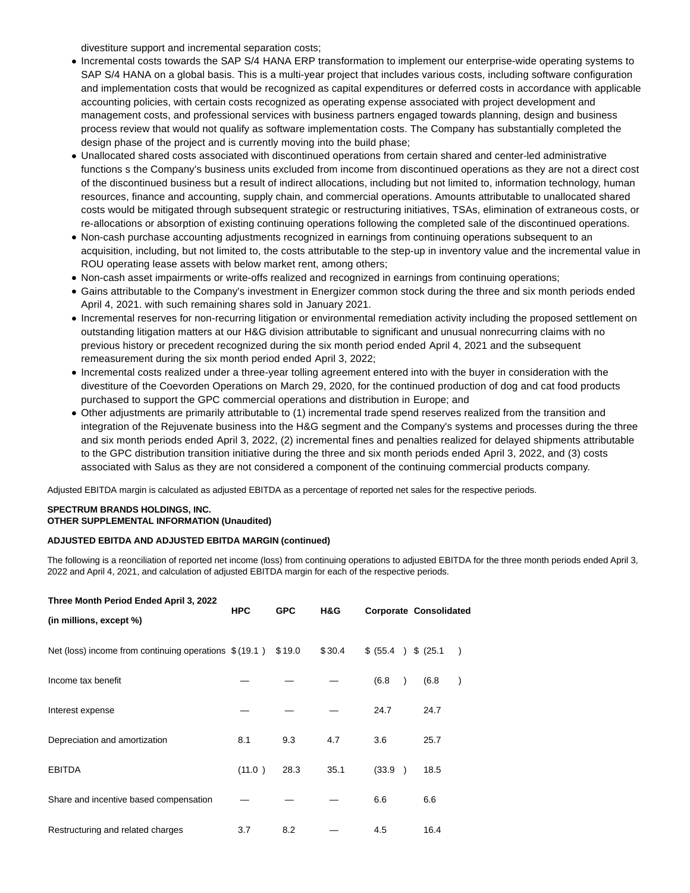divestiture support and incremental separation costs;

- Incremental costs towards the SAP S/4 HANA ERP transformation to implement our enterprise-wide operating systems to SAP S/4 HANA on a global basis. This is a multi-year project that includes various costs, including software configuration and implementation costs that would be recognized as capital expenditures or deferred costs in accordance with applicable accounting policies, with certain costs recognized as operating expense associated with project development and management costs, and professional services with business partners engaged towards planning, design and business process review that would not qualify as software implementation costs. The Company has substantially completed the design phase of the project and is currently moving into the build phase;
- Unallocated shared costs associated with discontinued operations from certain shared and center-led administrative functions s the Company's business units excluded from income from discontinued operations as they are not a direct cost of the discontinued business but a result of indirect allocations, including but not limited to, information technology, human resources, finance and accounting, supply chain, and commercial operations. Amounts attributable to unallocated shared costs would be mitigated through subsequent strategic or restructuring initiatives, TSAs, elimination of extraneous costs, or re-allocations or absorption of existing continuing operations following the completed sale of the discontinued operations.
- Non-cash purchase accounting adjustments recognized in earnings from continuing operations subsequent to an acquisition, including, but not limited to, the costs attributable to the step-up in inventory value and the incremental value in ROU operating lease assets with below market rent, among others;
- Non-cash asset impairments or write-offs realized and recognized in earnings from continuing operations;
- Gains attributable to the Company's investment in Energizer common stock during the three and six month periods ended April 4, 2021. with such remaining shares sold in January 2021.
- Incremental reserves for non-recurring litigation or environmental remediation activity including the proposed settlement on outstanding litigation matters at our H&G division attributable to significant and unusual nonrecurring claims with no previous history or precedent recognized during the six month period ended April 4, 2021 and the subsequent remeasurement during the six month period ended April 3, 2022;
- Incremental costs realized under a three-year tolling agreement entered into with the buyer in consideration with the divestiture of the Coevorden Operations on March 29, 2020, for the continued production of dog and cat food products purchased to support the GPC commercial operations and distribution in Europe; and
- Other adjustments are primarily attributable to (1) incremental trade spend reserves realized from the transition and integration of the Rejuvenate business into the H&G segment and the Company's systems and processes during the three and six month periods ended April 3, 2022, (2) incremental fines and penalties realized for delayed shipments attributable to the GPC distribution transition initiative during the three and six month periods ended April 3, 2022, and (3) costs associated with Salus as they are not considered a component of the continuing commercial products company.

Adjusted EBITDA margin is calculated as adjusted EBITDA as a percentage of reported net sales for the respective periods.

**SPECTRUM BRANDS HOLDINGS, INC.**
**OTHER SUPPLEMENTAL INFORMATION (Unaudited)**

**ADJUSTED EBITDA AND ADJUSTED EBITDA MARGIN (continued)**

The following is a reconciliation of reported net income (loss) from continuing operations to adjusted EBITDA for the three month periods ended April 3, 2022 and April 4, 2021, and calculation of adjusted EBITDA margin for each of the respective periods.

| **Three Month Period Ended April 3, 2022 (in millions, except %)** | **HPC** | **GPC** | **H&G** | **Corporate** | **Consolidated** |
|---|---|---|---|---|---|
| Net (loss) income from continuing operations | $ (19.1 ) | $ 19.0 | $ 30.4 | $ (55.4 ) | $ (25.1 ) |
| Income tax benefit | — | — | — | (6.8 ) | (6.8 ) |
| Interest expense | — | — | — | 24.7 | 24.7 |
| Depreciation and amortization | 8.1 | 9.3 | 4.7 | 3.6 | 25.7 |
| EBITDA | (11.0 ) | 28.3 | 35.1 | (33.9 ) | 18.5 |
| Share and incentive based compensation | — | — | — | 6.6 | 6.6 |
| Restructuring and related charges | 3.7 | 8.2 | — | 4.5 | 16.4 |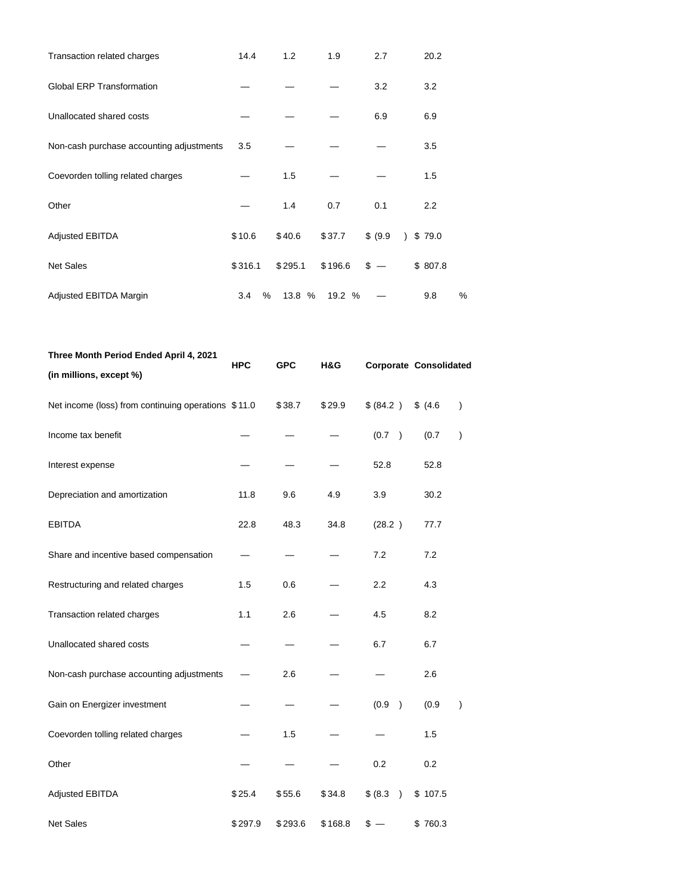| | | | | | |
|---|---|---|---|---|---|
| Transaction related charges | 14.4 | 1.2 | 1.9 | 2.7 | 20.2 |
| Global ERP Transformation | — | — | — | 3.2 | 3.2 |
| Unallocated shared costs | — | — | — | 6.9 | 6.9 |
| Non-cash purchase accounting adjustments | 3.5 | — | — | — | 3.5 |
| Coevorden tolling related charges | — | 1.5 | — | — | 1.5 |
| Other | — | 1.4 | 0.7 | 0.1 | 2.2 |
| Adjusted EBITDA | $10.6 | $40.6 | $37.7 | $(9.9) | $79.0 |
| Net Sales | $316.1 | $295.1 | $196.6 | $— | $807.8 |
| Adjusted EBITDA Margin | 3.4 % | 13.8 % | 19.2 % | — | 9.8 % |

| Three Month Period Ended April 4, 2021 (in millions, except %) | HPC | GPC | H&G | Corporate | Consolidated |
|---|---|---|---|---|---|
| Net income (loss) from continuing operations | $11.0 | $38.7 | $29.9 | $(84.2) | $(4.6) |
| Income tax benefit | — | — | — | (0.7) | (0.7) |
| Interest expense | — | — | — | 52.8 | 52.8 |
| Depreciation and amortization | 11.8 | 9.6 | 4.9 | 3.9 | 30.2 |
| EBITDA | 22.8 | 48.3 | 34.8 | (28.2) | 77.7 |
| Share and incentive based compensation | — | — | — | 7.2 | 7.2 |
| Restructuring and related charges | 1.5 | 0.6 | — | 2.2 | 4.3 |
| Transaction related charges | 1.1 | 2.6 | — | 4.5 | 8.2 |
| Unallocated shared costs | — | — | — | 6.7 | 6.7 |
| Non-cash purchase accounting adjustments | — | 2.6 | — | — | 2.6 |
| Gain on Energizer investment | — | — | — | (0.9) | (0.9) |
| Coevorden tolling related charges | — | 1.5 | — | — | 1.5 |
| Other | — | — | — | 0.2 | 0.2 |
| Adjusted EBITDA | $25.4 | $55.6 | $34.8 | $(8.3) | $107.5 |
| Net Sales | $297.9 | $293.6 | $168.8 | $— | $760.3 |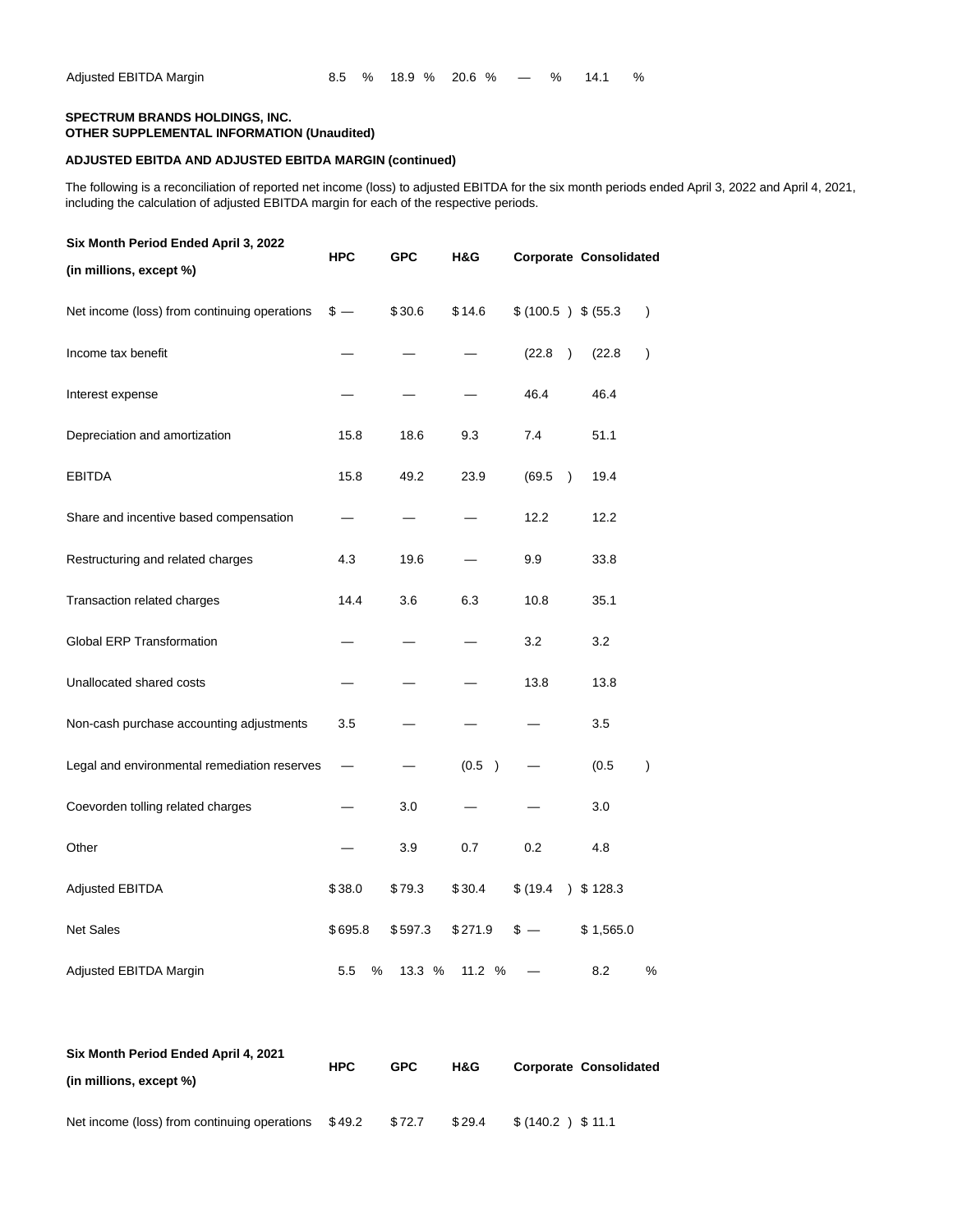| | | | | | |
|---|---|---|---|---|---|
| Adjusted EBITDA Margin | 8.5 % | 18.9 % | 20.6 % | — % | 14.1 % |

**SPECTRUM BRANDS HOLDINGS, INC.**
**OTHER SUPPLEMENTAL INFORMATION (Unaudited)**

**ADJUSTED EBITDA AND ADJUSTED EBITDA MARGIN (continued)**

The following is a reconciliation of reported net income (loss) to adjusted EBITDA for the six month periods ended April 3, 2022 and April 4, 2021, including the calculation of adjusted EBITDA margin for each of the respective periods.

| **Six Month Period Ended April 3, 2022** **(in millions, except %)** | **HPC** | **GPC** | **H&G** | **Corporate** | **Consolidated** |
|---|---|---|---|---|---|
| Net income (loss) from continuing operations | $ — | $ 30.6 | $ 14.6 | $ (100.5 ) | $ (55.3 ) |
| Income tax benefit | — | — | — | (22.8 ) | (22.8 ) |
| Interest expense | — | — | — | 46.4 | 46.4 |
| Depreciation and amortization | 15.8 | 18.6 | 9.3 | 7.4 | 51.1 |
| EBITDA | 15.8 | 49.2 | 23.9 | (69.5 ) | 19.4 |
| Share and incentive based compensation | — | — | — | 12.2 | 12.2 |
| Restructuring and related charges | 4.3 | 19.6 | — | 9.9 | 33.8 |
| Transaction related charges | 14.4 | 3.6 | 6.3 | 10.8 | 35.1 |
| Global ERP Transformation | — | — | — | 3.2 | 3.2 |
| Unallocated shared costs | — | — | — | 13.8 | 13.8 |
| Non-cash purchase accounting adjustments | 3.5 | — | — | — | 3.5 |
| Legal and environmental remediation reserves | — | — | (0.5 ) | — | (0.5 ) |
| Coevorden tolling related charges | — | 3.0 | — | — | 3.0 |
| Other | — | 3.9 | 0.7 | 0.2 | 4.8 |
| Adjusted EBITDA | $ 38.0 | $ 79.3 | $ 30.4 | $ (19.4 ) | $ 128.3 |
| Net Sales | $ 695.8 | $ 597.3 | $ 271.9 | $ — | $ 1,565.0 |
| Adjusted EBITDA Margin | 5.5 % | 13.3 % | 11.2 % | — | 8.2 % |

| **Six Month Period Ended April 4, 2021** **(in millions, except %)** | **HPC** | **GPC** | **H&G** | **Corporate** | **Consolidated** |
|---|---|---|---|---|---|
| Net income (loss) from continuing operations | $ 49.2 | $ 72.7 | $ 29.4 | $ (140.2 ) | $ 11.1 |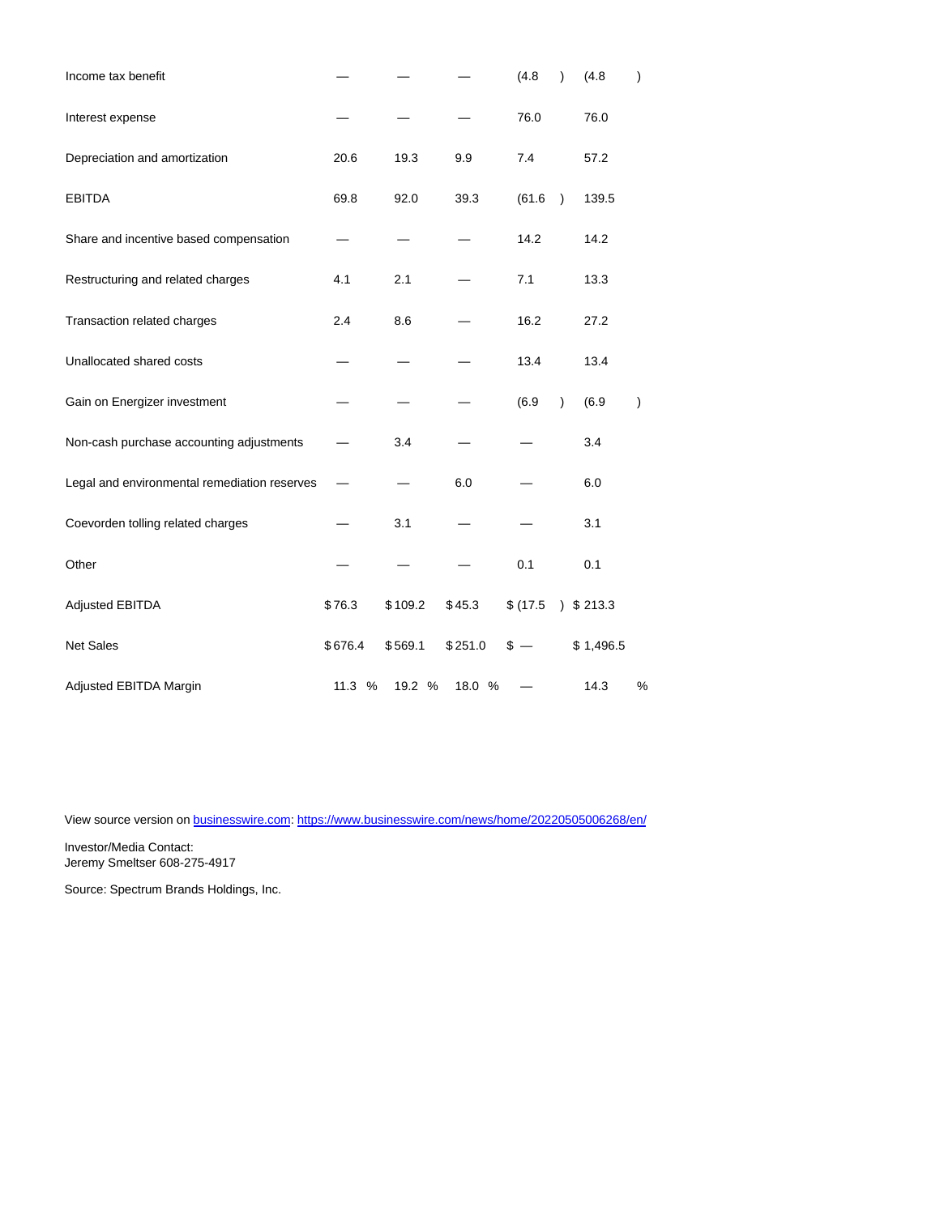| | | | | | |
|---|---|---|---|---|---|
| Income tax benefit | — | — | — | (4.8) | (4.8) |
| Interest expense | — | — | — | 76.0 | 76.0 |
| Depreciation and amortization | 20.6 | 19.3 | 9.9 | 7.4 | 57.2 |
| EBITDA | 69.8 | 92.0 | 39.3 | (61.6) | 139.5 |
| Share and incentive based compensation | — | — | — | 14.2 | 14.2 |
| Restructuring and related charges | 4.1 | 2.1 | — | 7.1 | 13.3 |
| Transaction related charges | 2.4 | 8.6 | — | 16.2 | 27.2 |
| Unallocated shared costs | — | — | — | 13.4 | 13.4 |
| Gain on Energizer investment | — | — | — | (6.9) | (6.9) |
| Non-cash purchase accounting adjustments | — | 3.4 | — | — | 3.4 |
| Legal and environmental remediation reserves | — | — | 6.0 | — | 6.0 |
| Coevorden tolling related charges | — | 3.1 | — | — | 3.1 |
| Other | — | — | — | 0.1 | 0.1 |
| Adjusted EBITDA | $ 76.3 | $ 109.2 | $ 45.3 | $ (17.5) | $ 213.3 |
| Net Sales | $ 676.4 | $ 569.1 | $ 251.0 | $ — | $ 1,496.5 |
| Adjusted EBITDA Margin | 11.3 % | 19.2 % | 18.0 % | — | 14.3 % |

View source version on businesswire.com: https://www.businesswire.com/news/home/20220505006268/en/

Investor/Media Contact:
Jeremy Smeltser 608-275-4917

Source: Spectrum Brands Holdings, Inc.